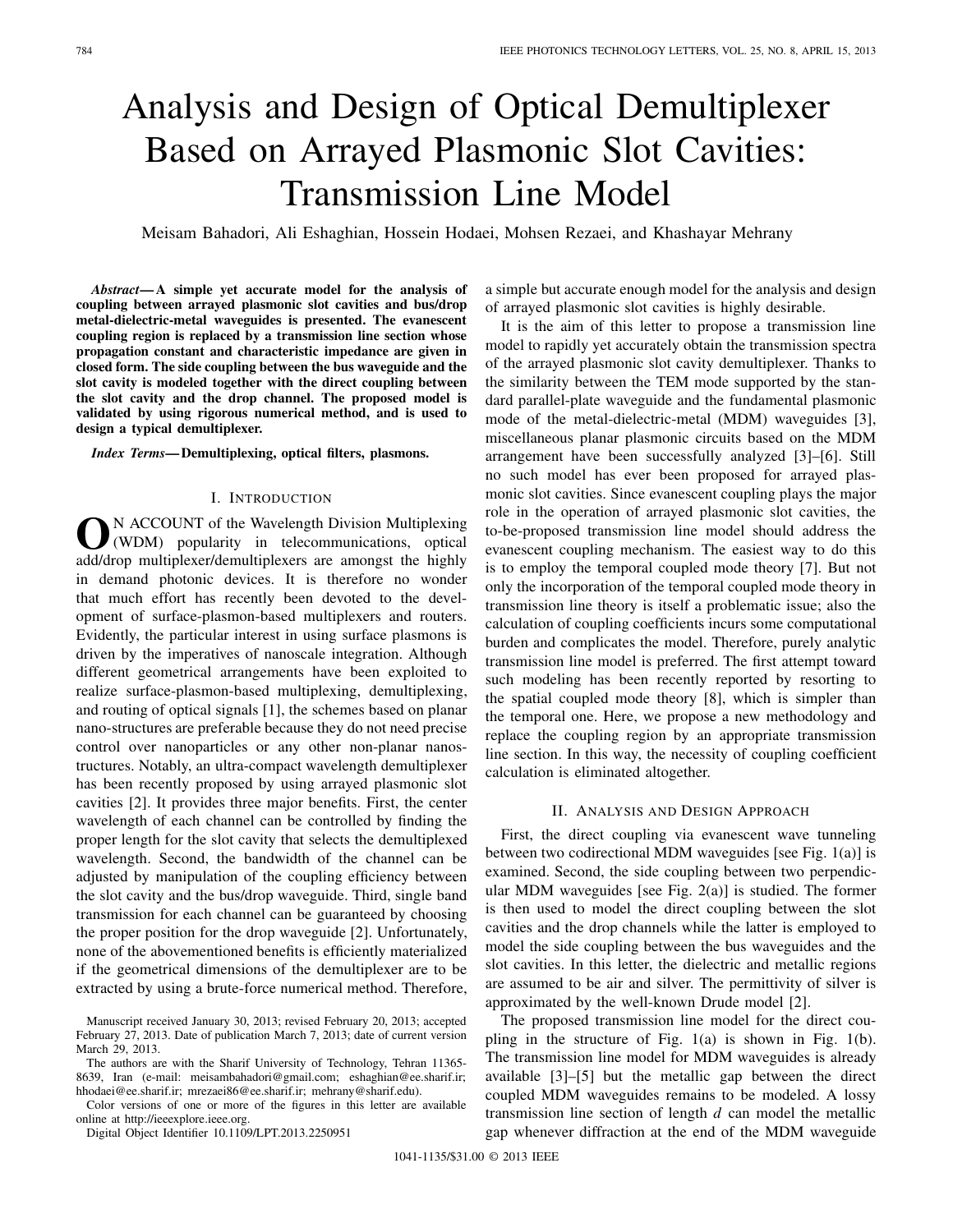# Analysis and Design of Optical Demultiplexer Based on Arrayed Plasmonic Slot Cavities: Transmission Line Model

Meisam Bahadori, Ali Eshaghian, Hossein Hodaei, Mohsen Rezaei, and Khashayar Mehrany

***Abstract*— A simple yet accurate model for the analysis of coupling between arrayed plasmonic slot cavities and bus/drop metal-dielectric-metal waveguides is presented. The evanescent coupling region is replaced by a transmission line section whose propagation constant and characteristic impedance are given in closed form. The side coupling between the bus waveguide and the slot cavity is modeled together with the direct coupling between the slot cavity and the drop channel. The proposed model is validated by using rigorous numerical method, and is used to design a typical demultiplexer.**

***Index Terms*— Demultiplexing, optical filters, plasmons.**

## I. Introduction

On account of the Wavelength Division Multiplexing (WDM) popularity in telecommunications, optical add/drop multiplexer/demultiplexers are amongst the highly in demand photonic devices. It is therefore no wonder that much effort has recently been devoted to the development of surface-plasmon-based multiplexers and routers. Evidently, the particular interest in using surface plasmons is driven by the imperatives of nanoscale integration. Although different geometrical arrangements have been exploited to realize surface-plasmon-based multiplexing, demultiplexing, and routing of optical signals [1], the schemes based on planar nano-structures are preferable because they do not need precise control over nanoparticles or any other non-planar nanostructures. Notably, an ultra-compact wavelength demultiplexer has been recently proposed by using arrayed plasmonic slot cavities [2]. It provides three major benefits. First, the center wavelength of each channel can be controlled by finding the proper length for the slot cavity that selects the demultiplexed wavelength. Second, the bandwidth of the channel can be adjusted by manipulation of the coupling efficiency between the slot cavity and the bus/drop waveguide. Third, single band transmission for each channel can be guaranteed by choosing the proper position for the drop waveguide [2]. Unfortunately, none of the abovementioned benefits is efficiently materialized if the geometrical dimensions of the demultiplexer are to be extracted by using a brute-force numerical method. Therefore, a simple but accurate enough model for the analysis and design of arrayed plasmonic slot cavities is highly desirable.

It is the aim of this letter to propose a transmission line model to rapidly yet accurately obtain the transmission spectra of the arrayed plasmonic slot cavity demultiplexer. Thanks to the similarity between the TEM mode supported by the standard parallel-plate waveguide and the fundamental plasmonic mode of the metal-dielectric-metal (MDM) waveguides [3], miscellaneous planar plasmonic circuits based on the MDM arrangement have been successfully analyzed [3]–[6]. Still no such model has ever been proposed for arrayed plasmonic slot cavities. Since evanescent coupling plays the major role in the operation of arrayed plasmonic slot cavities, the to-be-proposed transmission line model should address the evanescent coupling mechanism. The easiest way to do this is to employ the temporal coupled mode theory [7]. But not only the incorporation of the temporal coupled mode theory in transmission line theory is itself a problematic issue; also the calculation of coupling coefficients incurs some computational burden and complicates the model. Therefore, purely analytic transmission line model is preferred. The first attempt toward such modeling has been recently reported by resorting to the spatial coupled mode theory [8], which is simpler than the temporal one. Here, we propose a new methodology and replace the coupling region by an appropriate transmission line section. In this way, the necessity of coupling coefficient calculation is eliminated altogether.

## II. Analysis and Design Approach

First, the direct coupling via evanescent wave tunneling between two codirectional MDM waveguides [see Fig. 1(a)] is examined. Second, the side coupling between two perpendicular MDM waveguides [see Fig. 2(a)] is studied. The former is then used to model the direct coupling between the slot cavities and the drop channels while the latter is employed to model the side coupling between the bus waveguides and the slot cavities. In this letter, the dielectric and metallic regions are assumed to be air and silver. The permittivity of silver is approximated by the well-known Drude model [2].

The proposed transmission line model for the direct coupling in the structure of Fig. 1(a) is shown in Fig. 1(b). The transmission line model for MDM waveguides is already available [3]–[5] but the metallic gap between the direct coupled MDM waveguides remains to be modeled. A lossy transmission line section of length $d$ can model the metallic gap whenever diffraction at the end of the MDM waveguide

Manuscript received January 30, 2013; revised February 20, 2013; accepted February 27, 2013. Date of publication March 7, 2013; date of current version March 29, 2013.

The authors are with the Sharif University of Technology, Tehran 11365-8639, Iran (e-mail: meisambahadori@gmail.com; eshaghian@ee.sharif.ir; hhodaei@ee.sharif.ir; mrezaei86@ee.sharif.ir; mehrany@sharif.edu).

Color versions of one or more of the figures in this letter are available online at http://ieeexplore.ieee.org.

Digital Object Identifier 10.1109/LPT.2013.2250951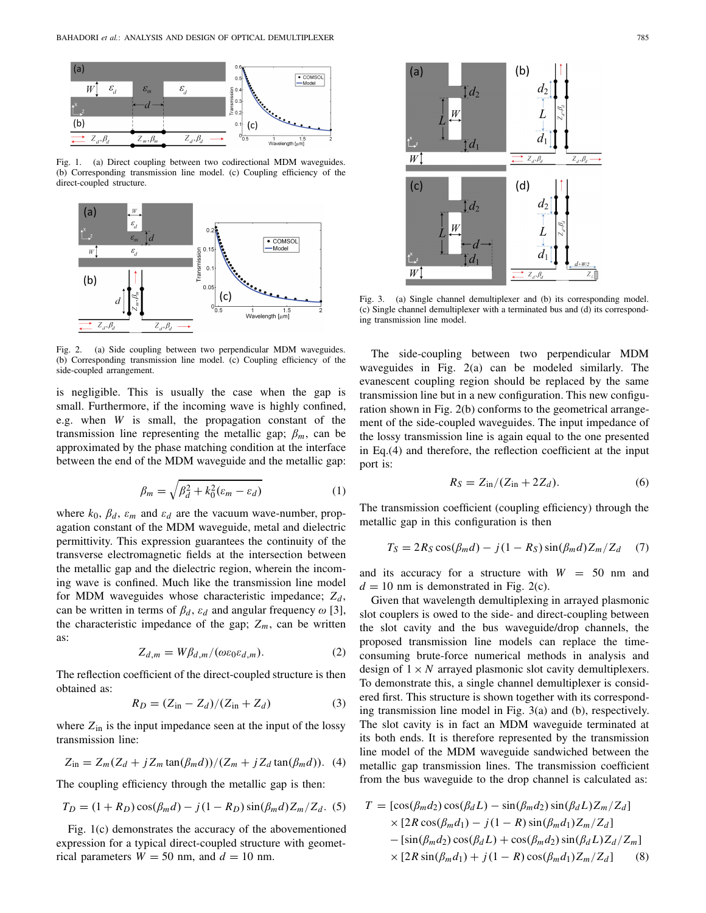Fig. 1. (a) Direct coupling between two codirectional MDM waveguides. (b) Corresponding transmission line model. (c) Coupling efficiency of the direct-coupled structure.

Fig. 2. (a) Side coupling between two perpendicular MDM waveguides. (b) Corresponding transmission line model. (c) Coupling efficiency of the side-coupled arrangement.

is negligible. This is usually the case when the gap is small. Furthermore, if the incoming wave is highly confined, e.g. when $W$ is small, the propagation constant of the transmission line representing the metallic gap; $\beta_m$, can be approximated by the phase matching condition at the interface between the end of the MDM waveguide and the metallic gap:

$$\beta_m = \sqrt{\beta_d^2 + k_0^2(\varepsilon_m - \varepsilon_d)} \tag{1}$$

where $k_0$, $\beta_d$, $\varepsilon_m$ and $\varepsilon_d$ are the vacuum wave-number, propagation constant of the MDM waveguide, metal and dielectric permittivity. This expression guarantees the continuity of the transverse electromagnetic fields at the intersection between the metallic gap and the dielectric region, wherein the incoming wave is confined. Much like the transmission line model for MDM waveguides whose characteristic impedance; $Z_d$, can be written in terms of $\beta_d$, $\varepsilon_d$ and angular frequency $\omega$ [3], the characteristic impedance of the gap; $Z_m$, can be written as:

$$Z_{d,m} = W\beta_{d,m}/(\omega\varepsilon_0\varepsilon_{d,m}). \tag{2}$$

The reflection coefficient of the direct-coupled structure is then obtained as:

$$R_D = (Z_{\text{in}} - Z_d)/(Z_{\text{in}} + Z_d) \tag{3}$$

where $Z_{\text{in}}$ is the input impedance seen at the input of the lossy transmission line:

$$Z_{\text{in}} = Z_m(Z_d + jZ_m\tan(\beta_m d))/(Z_m + jZ_d\tan(\beta_m d)). \tag{4}$$

The coupling efficiency through the metallic gap is then:

$$T_D = (1 + R_D)\cos(\beta_m d) - j(1 - R_D)\sin(\beta_m d)Z_m/Z_d. \tag{5}$$

Fig. 1(c) demonstrates the accuracy of the abovementioned expression for a typical direct-coupled structure with geometrical parameters $W = 50$ nm, and $d = 10$ nm.

Fig. 3. (a) Single channel demultiplexer and (b) its corresponding model. (c) Single channel demultiplexer with a terminated bus and (d) its corresponding transmission line model.

The side-coupling between two perpendicular MDM waveguides in Fig. 2(a) can be modeled similarly. The evanescent coupling region should be replaced by the same transmission line but in a new configuration. This new configuration shown in Fig. 2(b) conforms to the geometrical arrangement of the side-coupled waveguides. The input impedance of the lossy transmission line is again equal to the one presented in Eq.(4) and therefore, the reflection coefficient at the input port is:

$$R_S = Z_{\text{in}}/(Z_{\text{in}} + 2Z_d). \tag{6}$$

The transmission coefficient (coupling efficiency) through the metallic gap in this configuration is then

$$T_S = 2R_S\cos(\beta_m d) - j(1 - R_S)\sin(\beta_m d)Z_m/Z_d \tag{7}$$

and its accuracy for a structure with $W = 50$ nm and $d = 10$ nm is demonstrated in Fig. 2(c).

Given that wavelength demultiplexing in arrayed plasmonic slot couplers is owed to the side- and direct-coupling between the slot cavity and the bus waveguide/drop channels, the proposed transmission line models can replace the time-consuming brute-force numerical methods in analysis and design of $1 \times N$ arrayed plasmonic slot cavity demultiplexers. To demonstrate this, a single channel demultiplexer is considered first. This structure is shown together with its corresponding transmission line model in Fig. 3(a) and (b), respectively. The slot cavity is in fact an MDM waveguide terminated at its both ends. It is therefore represented by the transmission line model of the MDM waveguide sandwiched between the metallic gap transmission lines. The transmission coefficient from the bus waveguide to the drop channel is calculated as:

$$\begin{aligned}
T = {} & [\cos(\beta_m d_2)\cos(\beta_d L) - \sin(\beta_m d_2)\sin(\beta_d L)Z_m/Z_d] \\
& \times [2R\cos(\beta_m d_1) - j(1 - R)\sin(\beta_m d_1)Z_m/Z_d] \\
& - [\sin(\beta_m d_2)\cos(\beta_d L) + \cos(\beta_m d_2)\sin(\beta_d L)Z_d/Z_m] \\
& \times [2R\sin(\beta_m d_1) + j(1 - R)\cos(\beta_m d_1)Z_m/Z_d]
\end{aligned} \tag{8}$$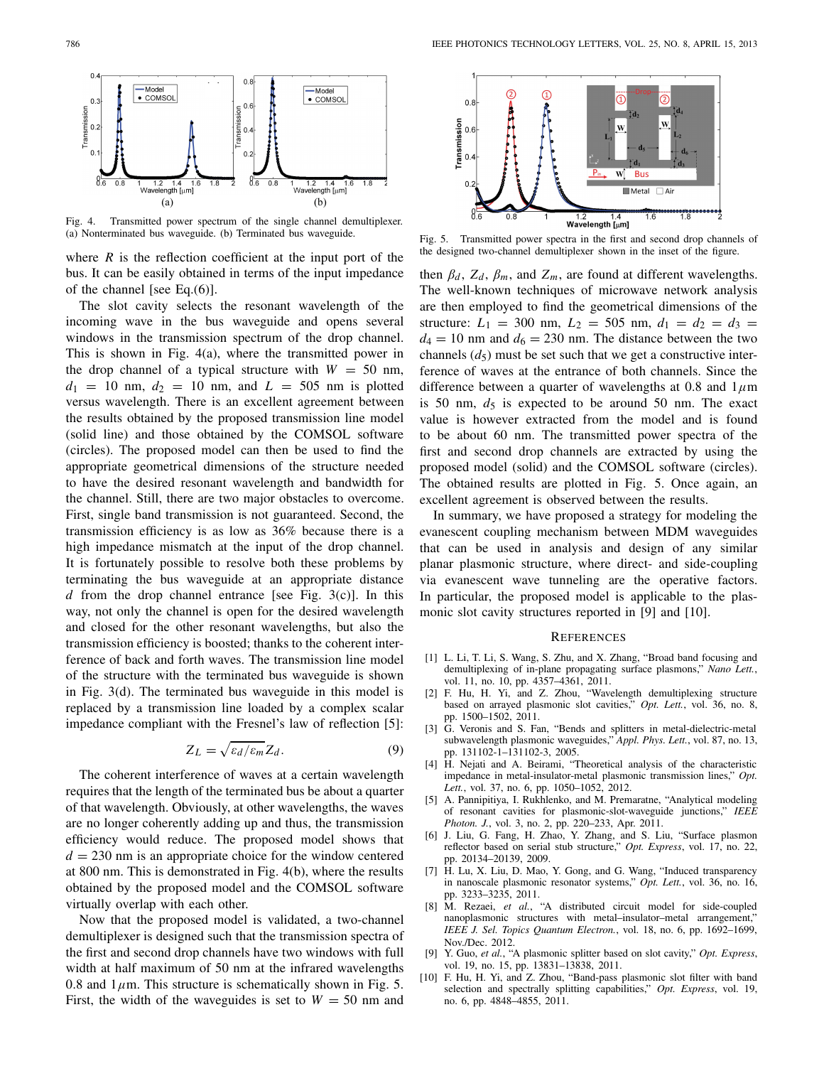Model
COMSOL
Transmission
Wavelength [μm]
(a)

Model
COMSOL
Transmission
Wavelength [μm]
(b)

Fig. 4. Transmitted power spectrum of the single channel demultiplexer. (a) Nonterminated bus waveguide. (b) Terminated bus waveguide.

where $R$ is the reflection coefficient at the input port of the bus. It can be easily obtained in terms of the input impedance of the channel [see Eq.(6)].

The slot cavity selects the resonant wavelength of the incoming wave in the bus waveguide and opens several windows in the transmission spectrum of the drop channel. This is shown in Fig. 4(a), where the transmitted power in the drop channel of a typical structure with $W = 50$ nm, $d_1 = 10$ nm, $d_2 = 10$ nm, and $L = 505$ nm is plotted versus wavelength. There is an excellent agreement between the results obtained by the proposed transmission line model (solid line) and those obtained by the COMSOL software (circles). The proposed model can then be used to find the appropriate geometrical dimensions of the structure needed to have the desired resonant wavelength and bandwidth for the channel. Still, there are two major obstacles to overcome. First, single band transmission is not guaranteed. Second, the transmission efficiency is as low as 36% because there is a high impedance mismatch at the input of the drop channel. It is fortunately possible to resolve both these problems by terminating the bus waveguide at an appropriate distance $d$ from the drop channel entrance [see Fig. 3(c)]. In this way, not only the channel is open for the desired wavelength and closed for the other resonant wavelengths, but also the transmission efficiency is boosted; thanks to the coherent interference of back and forth waves. The transmission line model of the structure with the terminated bus waveguide is shown in Fig. 3(d). The terminated bus waveguide in this model is replaced by a transmission line loaded by a complex scalar impedance compliant with the Fresnel's law of reflection [5]:

$$Z_L = \sqrt{\varepsilon_d / \varepsilon_m} Z_d. \tag{9}$$

The coherent interference of waves at a certain wavelength requires that the length of the terminated bus be about a quarter of that wavelength. Obviously, at other wavelengths, the waves are no longer coherently adding up and thus, the transmission efficiency would reduce. The proposed model shows that $d = 230$ nm is an appropriate choice for the window centered at 800 nm. This is demonstrated in Fig. 4(b), where the results obtained by the proposed model and the COMSOL software virtually overlap with each other.

Now that the proposed model is validated, a two-channel demultiplexer is designed such that the transmission spectra of the first and second drop channels have two windows with full width at half maximum of 50 nm at the infrared wavelengths 0.8 and 1 $\mu$m. This structure is schematically shown in Fig. 5. First, the width of the waveguides is set to $W = 50$ nm and

Transmission
Wavelength [μm]
Drop
Bus
Metal
Air

Fig. 5. Transmitted power spectra in the first and second drop channels of the designed two-channel demultiplexer shown in the inset of the figure.

then $\beta_d$, $Z_d$, $\beta_m$, and $Z_m$, are found at different wavelengths. The well-known techniques of microwave network analysis are then employed to find the geometrical dimensions of the structure: $L_1 = 300$ nm, $L_2 = 505$ nm, $d_1 = d_2 = d_3 = d_4 = 10$ nm and $d_6 = 230$ nm. The distance between the two channels ($d_5$) must be set such that we get a constructive interference of waves at the entrance of both channels. Since the difference between a quarter of wavelengths at 0.8 and 1 $\mu$m is 50 nm, $d_5$ is expected to be around 50 nm. The exact value is however extracted from the model and is found to be about 60 nm. The transmitted power spectra of the first and second drop channels are extracted by using the proposed model (solid) and the COMSOL software (circles). The obtained results are plotted in Fig. 5. Once again, an excellent agreement is observed between the results.

In summary, we have proposed a strategy for modeling the evanescent coupling mechanism between MDM waveguides that can be used in analysis and design of any similar planar plasmonic structure, where direct- and side-coupling via evanescent wave tunneling are the operative factors. In particular, the proposed model is applicable to the plasmonic slot cavity structures reported in [9] and [10].

## References

[1] L. Li, T. Li, S. Wang, S. Zhu, and X. Zhang, "Broad band focusing and demultiplexing of in-plane propagating surface plasmons," *Nano Lett.*, vol. 11, no. 10, pp. 4357–4361, 2011.

[2] F. Hu, H. Yi, and Z. Zhou, "Wavelength demultiplexing structure based on arrayed plasmonic slot cavities," *Opt. Lett.*, vol. 36, no. 8, pp. 1500–1502, 2011.

[3] G. Veronis and S. Fan, "Bends and splitters in metal-dielectric-metal subwavelength plasmonic waveguides," *Appl. Phys. Lett.*, vol. 87, no. 13, pp. 131102-1–131102-3, 2005.

[4] H. Nejati and A. Beirami, "Theoretical analysis of the characteristic impedance in metal-insulator-metal plasmonic transmission lines," *Opt. Lett.*, vol. 37, no. 6, pp. 1050–1052, 2012.

[5] A. Pannipitiya, I. Rukhlenko, and M. Premaratne, "Analytical modeling of resonant cavities for plasmonic-slot-waveguide junctions," *IEEE Photon. J.*, vol. 3, no. 2, pp. 220–233, Apr. 2011.

[6] J. Liu, G. Fang, H. Zhao, Y. Zhang, and S. Liu, "Surface plasmon reflector based on serial stub structure," *Opt. Express*, vol. 17, no. 22, pp. 20134–20139, 2009.

[7] H. Lu, X. Liu, D. Mao, Y. Gong, and G. Wang, "Induced transparency in nanoscale plasmonic resonator systems," *Opt. Lett.*, vol. 36, no. 16, pp. 3233–3235, 2011.

[8] M. Rezaei, *et al.*, "A distributed circuit model for side-coupled nanoplasmonic structures with metal–insulator–metal arrangement," *IEEE J. Sel. Topics Quantum Electron.*, vol. 18, no. 6, pp. 1692–1699, Nov./Dec. 2012.

[9] Y. Guo, *et al.*, "A plasmonic splitter based on slot cavity," *Opt. Express*, vol. 19, no. 15, pp. 13831–13838, 2011.

[10] F. Hu, H. Yi, and Z. Zhou, "Band-pass plasmonic slot filter with band selection and spectrally splitting capabilities," *Opt. Express*, vol. 19, no. 6, pp. 4848–4855, 2011.